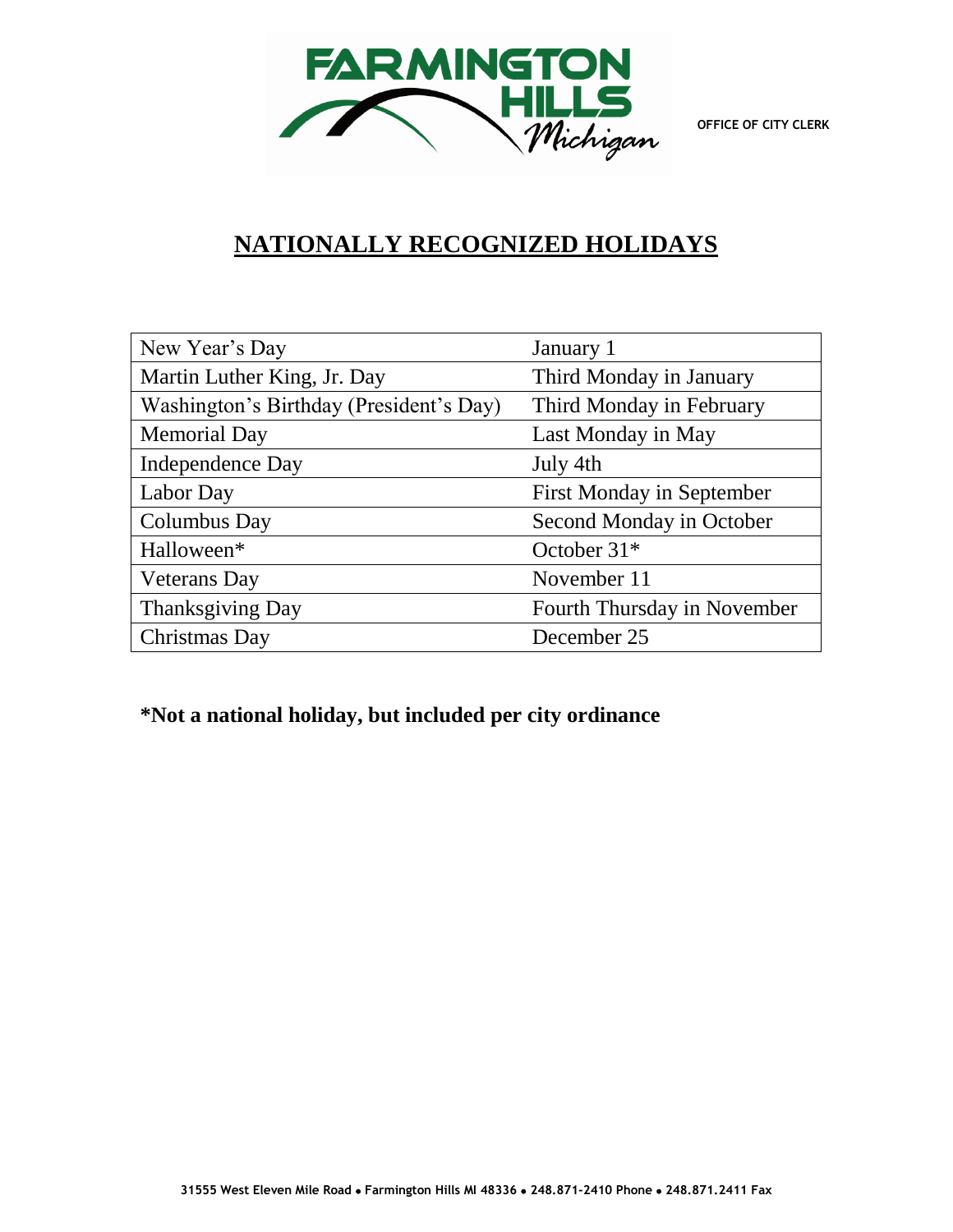OFFICE OF CITY CLERK

# NATIONALLY RECOGNIZED HOLIDAYS

| New Year's Day | January 1 |
|---|---|
| Martin Luther King, Jr. Day | Third Monday in January |
| Washington's Birthday (President's Day) | Third Monday in February |
| Memorial Day | Last Monday in May |
| Independence Day | July 4th |
| Labor Day | First Monday in September |
| Columbus Day | Second Monday in October |
| Halloween* | October 31* |
| Veterans Day | November 11 |
| Thanksgiving Day | Fourth Thursday in November |
| Christmas Day | December 25 |

**\*Not a national holiday, but included per city ordinance**

31555 West Eleven Mile Road • Farmington Hills MI 48336 • 248.871-2410 Phone • 248.871.2411 Fax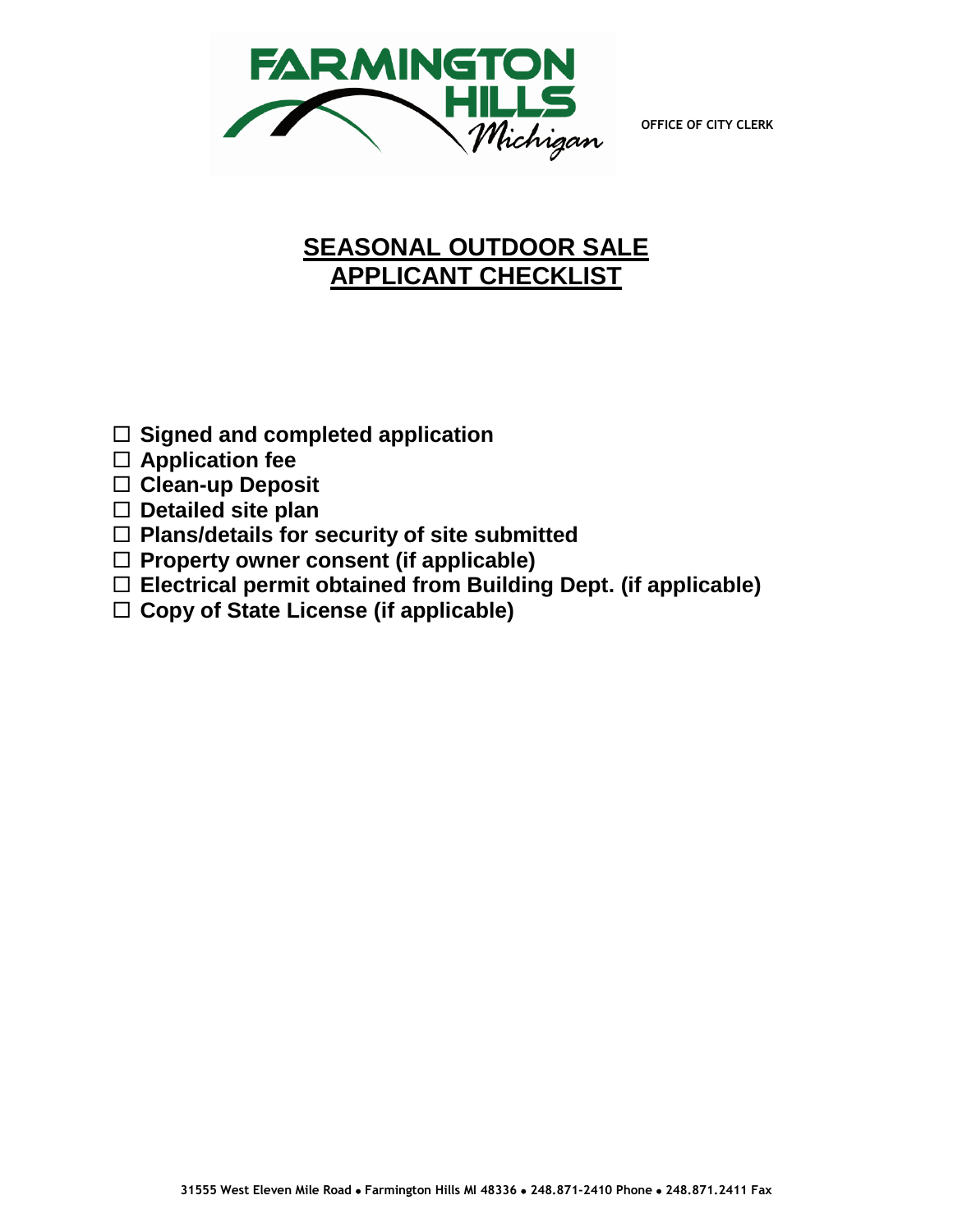OFFICE OF CITY CLERK

# SEASONAL OUTDOOR SALE APPLICANT CHECKLIST

- ☐ **Signed and completed application**
- ☐ **Application fee**
- ☐ **Clean-up Deposit**
- ☐ **Detailed site plan**
- ☐ **Plans/details for security of site submitted**
- ☐ **Property owner consent (if applicable)**
- ☐ **Electrical permit obtained from Building Dept. (if applicable)**
- ☐ **Copy of State License (if applicable)**

**31555 West Eleven Mile Road • Farmington Hills MI 48336 • 248.871-2410 Phone • 248.871.2411 Fax**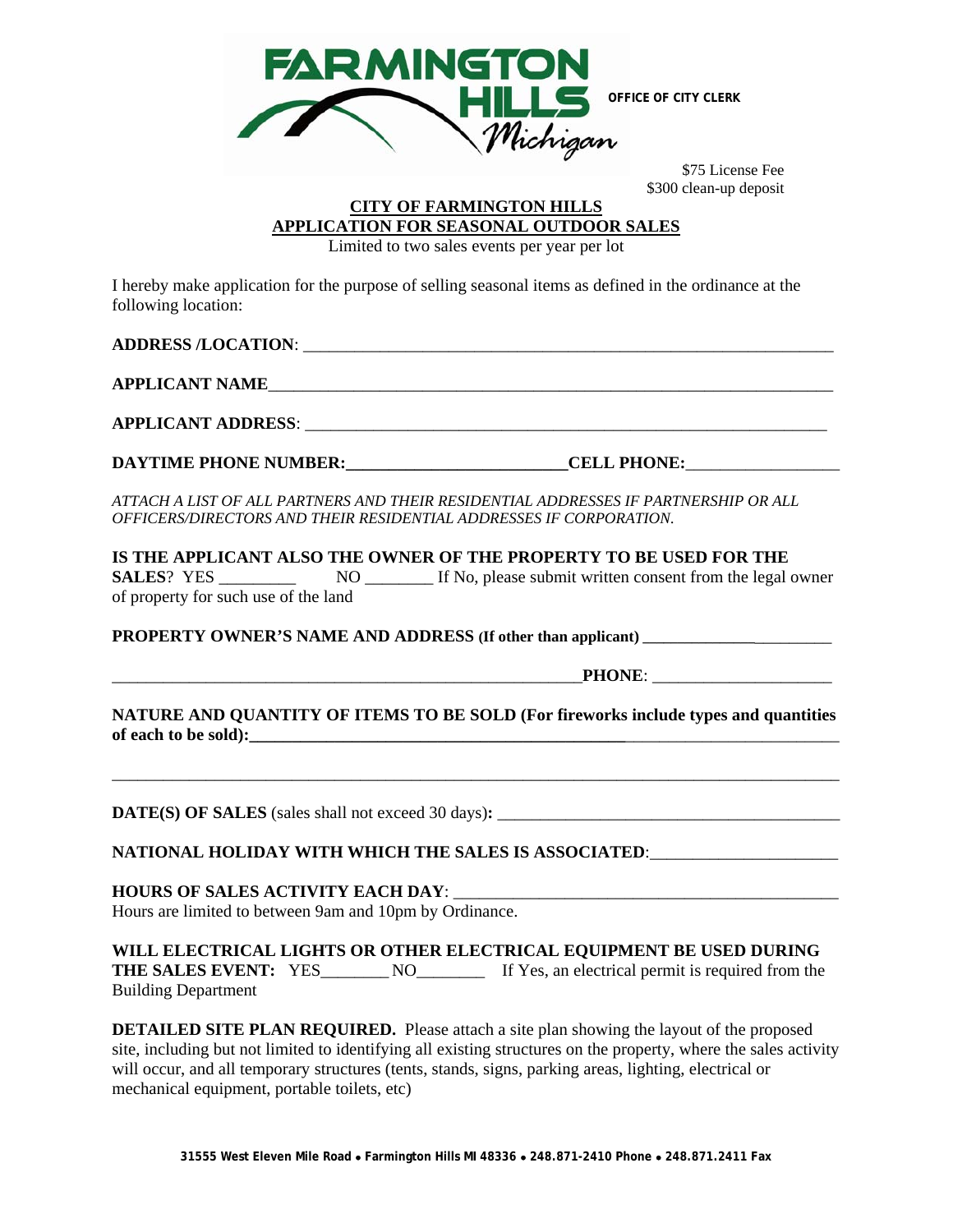FARMINGTON HILLS Michigan

OFFICE OF CITY CLERK

$75 License Fee
$300 clean-up deposit

**CITY OF FARMINGTON HILLS**
**APPLICATION FOR SEASONAL OUTDOOR SALES**
Limited to two sales events per year per lot

I hereby make application for the purpose of selling seasonal items as defined in the ordinance at the following location:

**ADDRESS /LOCATION**: ____________________________________________________________

**APPLICANT NAME**____________________________________________________________

**APPLICANT ADDRESS**: ____________________________________________________________

**DAYTIME PHONE NUMBER:**________________________**CELL PHONE:**_________________

*ATTACH A LIST OF ALL PARTNERS AND THEIR RESIDENTIAL ADDRESSES IF PARTNERSHIP OR ALL OFFICERS/DIRECTORS AND THEIR RESIDENTIAL ADDRESSES IF CORPORATION.*

**IS THE APPLICANT ALSO THE OWNER OF THE PROPERTY TO BE USED FOR THE SALES**? YES _________ NO ________ If No, please submit written consent from the legal owner of property for such use of the land

**PROPERTY OWNER'S NAME AND ADDRESS (If other than applicant)** _______________________

_____________________________________________________**PHONE**: ____________________

**NATURE AND QUANTITY OF ITEMS TO BE SOLD (For fireworks include types and quantities of each to be sold):**____________________________________________________________

________________________________________________________________________________

**DATE(S) OF SALES** (sales shall not exceed 30 days)**:** ________________________________________

**NATIONAL HOLIDAY WITH WHICH THE SALES IS ASSOCIATED**:_____________________

**HOURS OF SALES ACTIVITY EACH DAY**: ____________________________________________
Hours are limited to between 9am and 10pm by Ordinance.

**WILL ELECTRICAL LIGHTS OR OTHER ELECTRICAL EQUIPMENT BE USED DURING THE SALES EVENT:** YES________ NO________ If Yes, an electrical permit is required from the Building Department

**DETAILED SITE PLAN REQUIRED.** Please attach a site plan showing the layout of the proposed site, including but not limited to identifying all existing structures on the property, where the sales activity will occur, and all temporary structures (tents, stands, signs, parking areas, lighting, electrical or mechanical equipment, portable toilets, etc)

31555 West Eleven Mile Road • Farmington Hills MI 48336 • 248.871-2410 Phone • 248.871.2411 Fax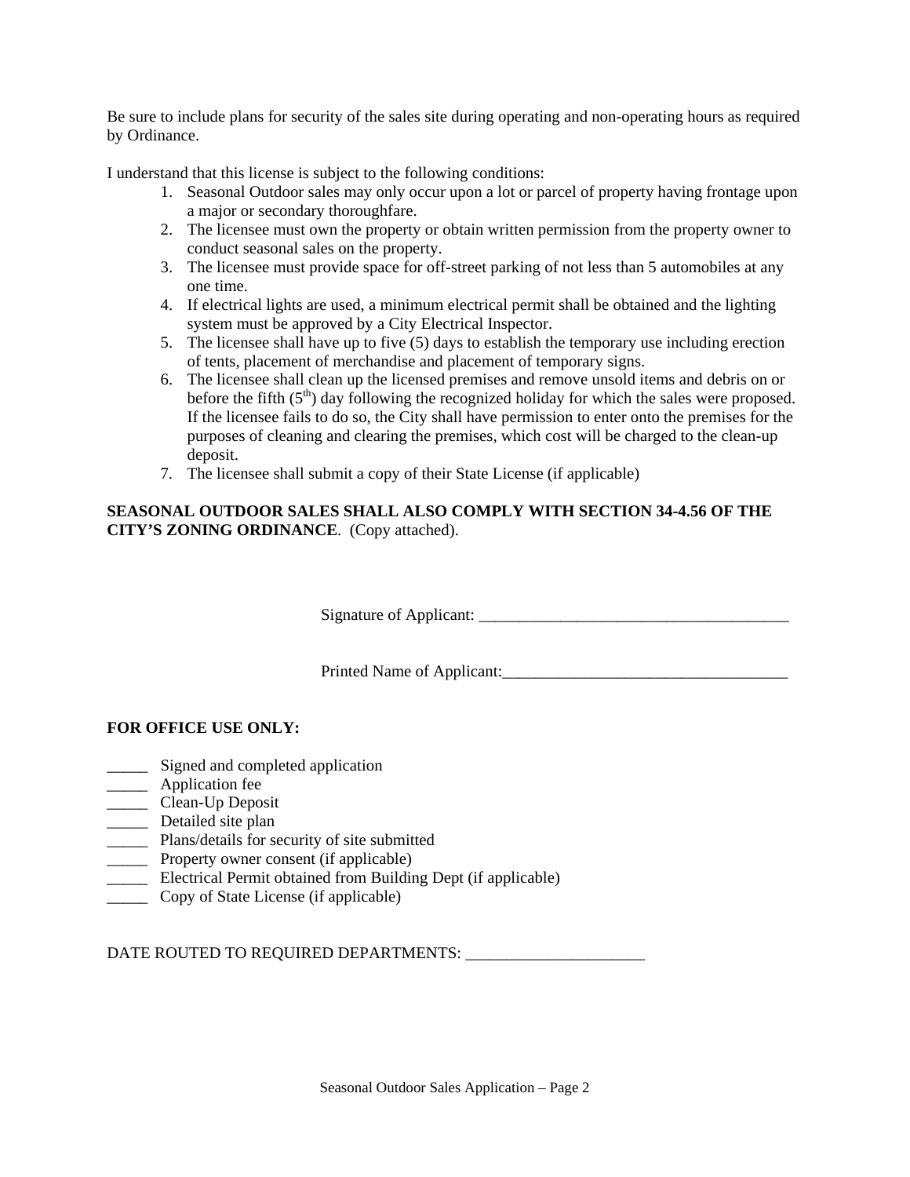Be sure to include plans for security of the sales site during operating and non-operating hours as required by Ordinance.

I understand that this license is subject to the following conditions:

1. Seasonal Outdoor sales may only occur upon a lot or parcel of property having frontage upon a major or secondary thoroughfare.
2. The licensee must own the property or obtain written permission from the property owner to conduct seasonal sales on the property.
3. The licensee must provide space for off-street parking of not less than 5 automobiles at any one time.
4. If electrical lights are used, a minimum electrical permit shall be obtained and the lighting system must be approved by a City Electrical Inspector.
5. The licensee shall have up to five (5) days to establish the temporary use including erection of tents, placement of merchandise and placement of temporary signs.
6. The licensee shall clean up the licensed premises and remove unsold items and debris on or before the fifth (5th) day following the recognized holiday for which the sales were proposed. If the licensee fails to do so, the City shall have permission to enter onto the premises for the purposes of cleaning and clearing the premises, which cost will be charged to the clean-up deposit.
7. The licensee shall submit a copy of their State License (if applicable)

**SEASONAL OUTDOOR SALES SHALL ALSO COMPLY WITH SECTION 34-4.56 OF THE CITY'S ZONING ORDINANCE**. (Copy attached).

Signature of Applicant: _______________________________________

Printed Name of Applicant:____________________________________

**FOR OFFICE USE ONLY:**

_____ Signed and completed application
_____ Application fee
_____ Clean-Up Deposit
_____ Detailed site plan
_____ Plans/details for security of site submitted
_____ Property owner consent (if applicable)
_____ Electrical Permit obtained from Building Dept (if applicable)
_____ Copy of State License (if applicable)

DATE ROUTED TO REQUIRED DEPARTMENTS: ______________________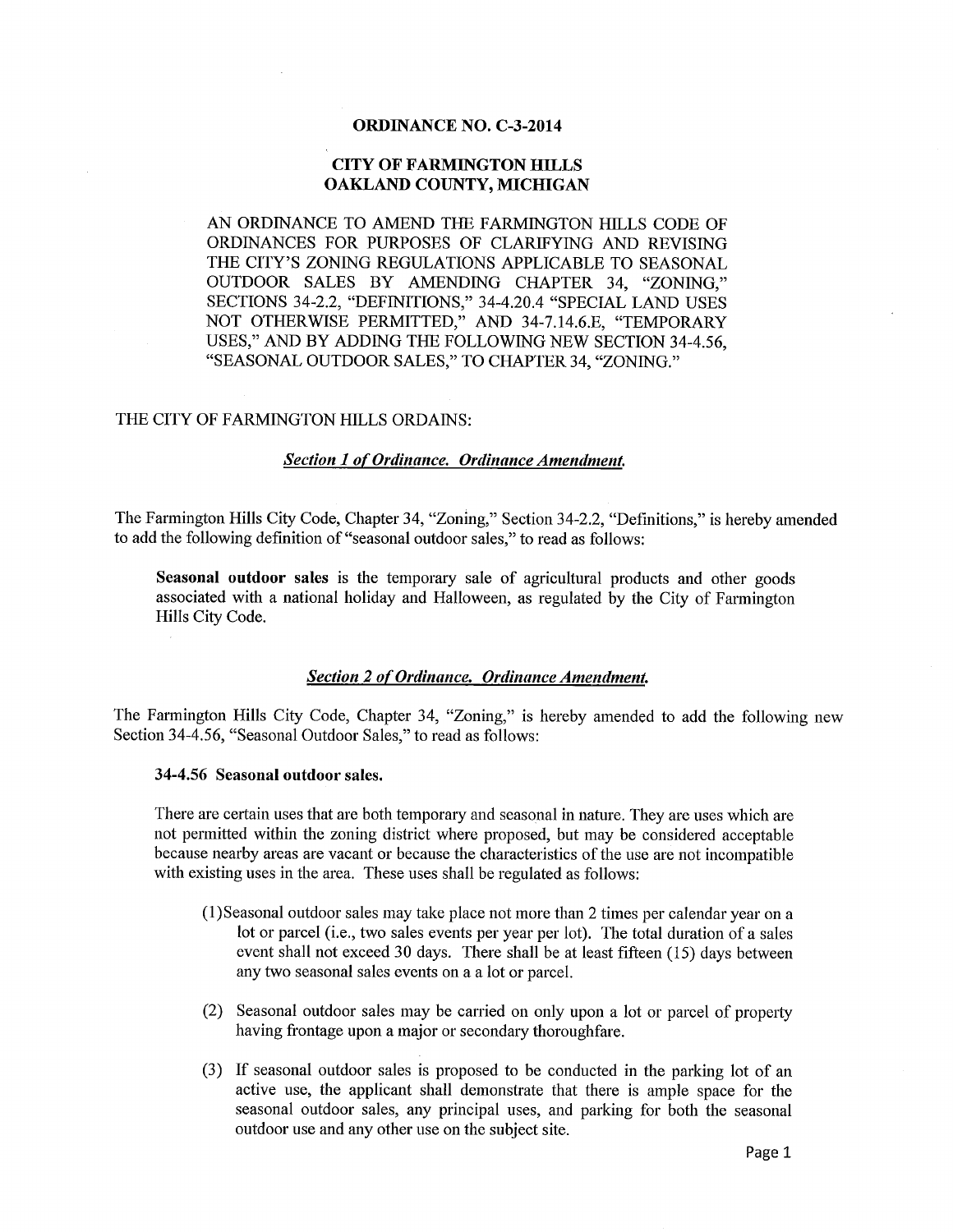**ORDINANCE NO. C-3-2014**

**CITY OF FARMINGTON HILLS**
**OAKLAND COUNTY, MICHIGAN**

AN ORDINANCE TO AMEND THE FARMINGTON HILLS CODE OF ORDINANCES FOR PURPOSES OF CLARIFYING AND REVISING THE CITY'S ZONING REGULATIONS APPLICABLE TO SEASONAL OUTDOOR SALES BY AMENDING CHAPTER 34, "ZONING," SECTIONS 34-2.2, "DEFINITIONS," 34-4.20.4 "SPECIAL LAND USES NOT OTHERWISE PERMITTED," AND 34-7.14.6.E, "TEMPORARY USES," AND BY ADDING THE FOLLOWING NEW SECTION 34-4.56, "SEASONAL OUTDOOR SALES," TO CHAPTER 34, "ZONING."

THE CITY OF FARMINGTON HILLS ORDAINS:

***Section 1 of Ordinance. Ordinance Amendment.***

The Farmington Hills City Code, Chapter 34, "Zoning," Section 34-2.2, "Definitions," is hereby amended to add the following definition of "seasonal outdoor sales," to read as follows:

**Seasonal outdoor sales** is the temporary sale of agricultural products and other goods associated with a national holiday and Halloween, as regulated by the City of Farmington Hills City Code.

***Section 2 of Ordinance. Ordinance Amendment.***

The Farmington Hills City Code, Chapter 34, "Zoning," is hereby amended to add the following new Section 34-4.56, "Seasonal Outdoor Sales," to read as follows:

**34-4.56 Seasonal outdoor sales.**

There are certain uses that are both temporary and seasonal in nature. They are uses which are not permitted within the zoning district where proposed, but may be considered acceptable because nearby areas are vacant or because the characteristics of the use are not incompatible with existing uses in the area. These uses shall be regulated as follows:

(1) Seasonal outdoor sales may take place not more than 2 times per calendar year on a lot or parcel (i.e., two sales events per year per lot). The total duration of a sales event shall not exceed 30 days. There shall be at least fifteen (15) days between any two seasonal sales events on a a lot or parcel.

(2) Seasonal outdoor sales may be carried on only upon a lot or parcel of property having frontage upon a major or secondary thoroughfare.

(3) If seasonal outdoor sales is proposed to be conducted in the parking lot of an active use, the applicant shall demonstrate that there is ample space for the seasonal outdoor sales, any principal uses, and parking for both the seasonal outdoor use and any other use on the subject site.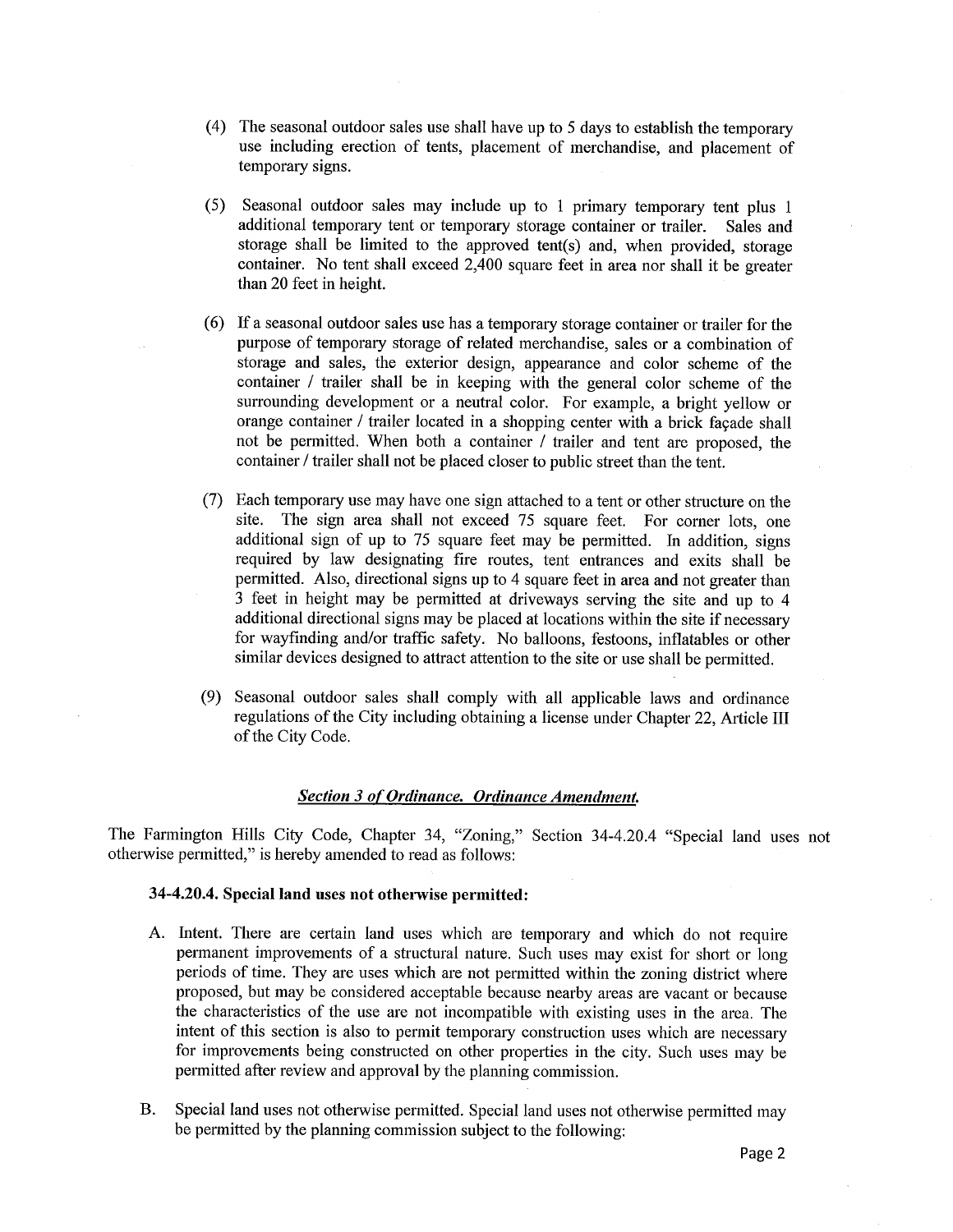(4) The seasonal outdoor sales use shall have up to 5 days to establish the temporary use including erection of tents, placement of merchandise, and placement of temporary signs.

(5) Seasonal outdoor sales may include up to 1 primary temporary tent plus 1 additional temporary tent or temporary storage container or trailer. Sales and storage shall be limited to the approved tent(s) and, when provided, storage container. No tent shall exceed 2,400 square feet in area nor shall it be greater than 20 feet in height.

(6) If a seasonal outdoor sales use has a temporary storage container or trailer for the purpose of temporary storage of related merchandise, sales or a combination of storage and sales, the exterior design, appearance and color scheme of the container / trailer shall be in keeping with the general color scheme of the surrounding development or a neutral color. For example, a bright yellow or orange container / trailer located in a shopping center with a brick façade shall not be permitted. When both a container / trailer and tent are proposed, the container / trailer shall not be placed closer to public street than the tent.

(7) Each temporary use may have one sign attached to a tent or other structure on the site. The sign area shall not exceed 75 square feet. For corner lots, one additional sign of up to 75 square feet may be permitted. In addition, signs required by law designating fire routes, tent entrances and exits shall be permitted. Also, directional signs up to 4 square feet in area and not greater than 3 feet in height may be permitted at driveways serving the site and up to 4 additional directional signs may be placed at locations within the site if necessary for wayfinding and/or traffic safety. No balloons, festoons, inflatables or other similar devices designed to attract attention to the site or use shall be permitted.

(9) Seasonal outdoor sales shall comply with all applicable laws and ordinance regulations of the City including obtaining a license under Chapter 22, Article III of the City Code.

***Section 3 of Ordinance. Ordinance Amendment.***

The Farmington Hills City Code, Chapter 34, "Zoning," Section 34-4.20.4 "Special land uses not otherwise permitted," is hereby amended to read as follows:

**34-4.20.4. Special land uses not otherwise permitted:**

A. Intent. There are certain land uses which are temporary and which do not require permanent improvements of a structural nature. Such uses may exist for short or long periods of time. They are uses which are not permitted within the zoning district where proposed, but may be considered acceptable because nearby areas are vacant or because the characteristics of the use are not incompatible with existing uses in the area. The intent of this section is also to permit temporary construction uses which are necessary for improvements being constructed on other properties in the city. Such uses may be permitted after review and approval by the planning commission.

B. Special land uses not otherwise permitted. Special land uses not otherwise permitted may be permitted by the planning commission subject to the following: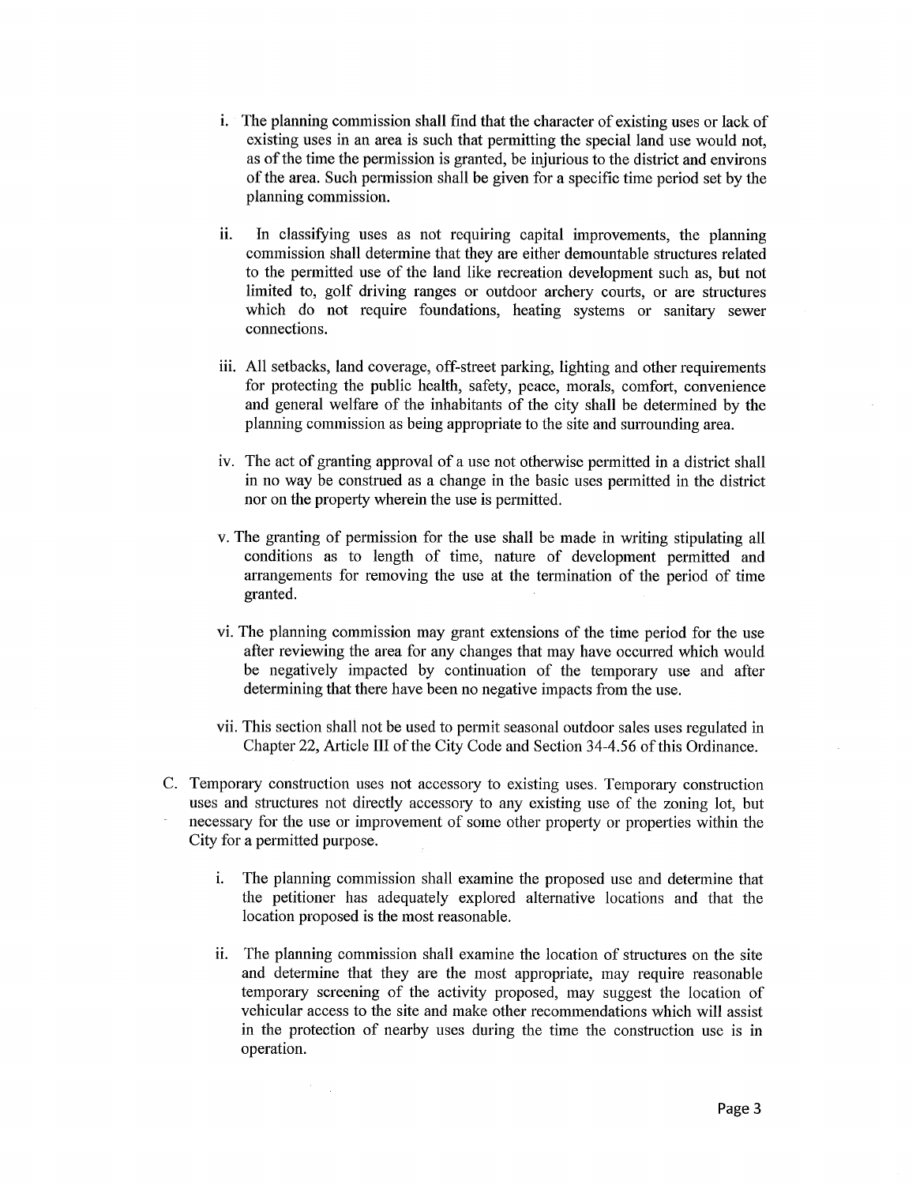i. The planning commission shall find that the character of existing uses or lack of existing uses in an area is such that permitting the special land use would not, as of the time the permission is granted, be injurious to the district and environs of the area. Such permission shall be given for a specific time period set by the planning commission.

ii. In classifying uses as not requiring capital improvements, the planning commission shall determine that they are either demountable structures related to the permitted use of the land like recreation development such as, but not limited to, golf driving ranges or outdoor archery courts, or are structures which do not require foundations, heating systems or sanitary sewer connections.

iii. All setbacks, land coverage, off-street parking, lighting and other requirements for protecting the public health, safety, peace, morals, comfort, convenience and general welfare of the inhabitants of the city shall be determined by the planning commission as being appropriate to the site and surrounding area.

iv. The act of granting approval of a use not otherwise permitted in a district shall in no way be construed as a change in the basic uses permitted in the district nor on the property wherein the use is permitted.

v. The granting of permission for the use shall be made in writing stipulating all conditions as to length of time, nature of development permitted and arrangements for removing the use at the termination of the period of time granted.

vi. The planning commission may grant extensions of the time period for the use after reviewing the area for any changes that may have occurred which would be negatively impacted by continuation of the temporary use and after determining that there have been no negative impacts from the use.

vii. This section shall not be used to permit seasonal outdoor sales uses regulated in Chapter 22, Article III of the City Code and Section 34-4.56 of this Ordinance.

C. Temporary construction uses not accessory to existing uses. Temporary construction uses and structures not directly accessory to any existing use of the zoning lot, but necessary for the use or improvement of some other property or properties within the City for a permitted purpose.

   i. The planning commission shall examine the proposed use and determine that the petitioner has adequately explored alternative locations and that the location proposed is the most reasonable.

   ii. The planning commission shall examine the location of structures on the site and determine that they are the most appropriate, may require reasonable temporary screening of the activity proposed, may suggest the location of vehicular access to the site and make other recommendations which will assist in the protection of nearby uses during the time the construction use is in operation.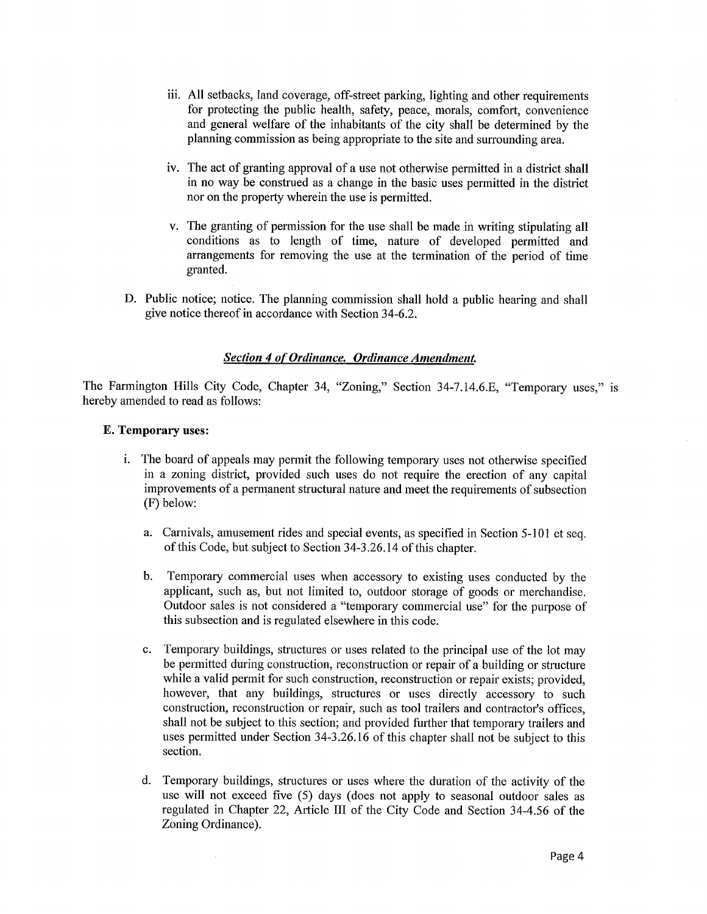iii. All setbacks, land coverage, off-street parking, lighting and other requirements for protecting the public health, safety, peace, morals, comfort, convenience and general welfare of the inhabitants of the city shall be determined by the planning commission as being appropriate to the site and surrounding area.

iv. The act of granting approval of a use not otherwise permitted in a district shall in no way be construed as a change in the basic uses permitted in the district nor on the property wherein the use is permitted.

v. The granting of permission for the use shall be made in writing stipulating all conditions as to length of time, nature of developed permitted and arrangements for removing the use at the termination of the period of time granted.

D. Public notice; notice. The planning commission shall hold a public hearing and shall give notice thereof in accordance with Section 34-6.2.

***Section 4 of Ordinance. Ordinance Amendment.***

The Farmington Hills City Code, Chapter 34, "Zoning," Section 34-7.14.6.E, "Temporary uses," is hereby amended to read as follows:

**E. Temporary uses:**

i. The board of appeals may permit the following temporary uses not otherwise specified in a zoning district, provided such uses do not require the erection of any capital improvements of a permanent structural nature and meet the requirements of subsection (F) below:

   a. Carnivals, amusement rides and special events, as specified in Section 5-101 et seq. of this Code, but subject to Section 34-3.26.14 of this chapter.

   b. Temporary commercial uses when accessory to existing uses conducted by the applicant, such as, but not limited to, outdoor storage of goods or merchandise. Outdoor sales is not considered a "temporary commercial use" for the purpose of this subsection and is regulated elsewhere in this code.

   c. Temporary buildings, structures or uses related to the principal use of the lot may be permitted during construction, reconstruction or repair of a building or structure while a valid permit for such construction, reconstruction or repair exists; provided, however, that any buildings, structures or uses directly accessory to such construction, reconstruction or repair, such as tool trailers and contractor's offices, shall not be subject to this section; and provided further that temporary trailers and uses permitted under Section 34-3.26.16 of this chapter shall not be subject to this section.

   d. Temporary buildings, structures or uses where the duration of the activity of the use will not exceed five (5) days (does not apply to seasonal outdoor sales as regulated in Chapter 22, Article III of the City Code and Section 34-4.56 of the Zoning Ordinance).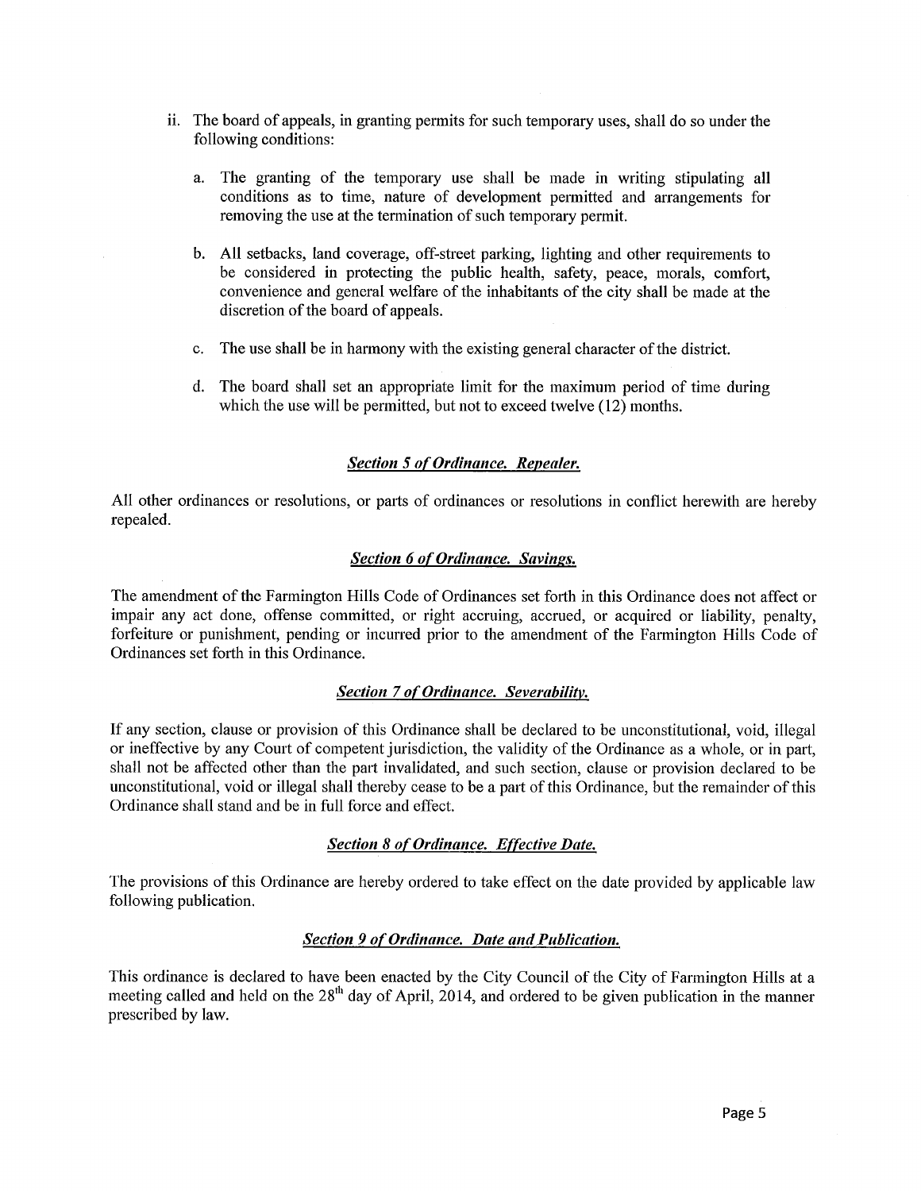ii. The board of appeals, in granting permits for such temporary uses, shall do so under the following conditions:

   a. The granting of the temporary use shall be made in writing stipulating all conditions as to time, nature of development permitted and arrangements for removing the use at the termination of such temporary permit.

   b. All setbacks, land coverage, off-street parking, lighting and other requirements to be considered in protecting the public health, safety, peace, morals, comfort, convenience and general welfare of the inhabitants of the city shall be made at the discretion of the board of appeals.

   c. The use shall be in harmony with the existing general character of the district.

   d. The board shall set an appropriate limit for the maximum period of time during which the use will be permitted, but not to exceed twelve (12) months.

### ***Section 5 of Ordinance. Repealer.***

All other ordinances or resolutions, or parts of ordinances or resolutions in conflict herewith are hereby repealed.

### ***Section 6 of Ordinance. Savings.***

The amendment of the Farmington Hills Code of Ordinances set forth in this Ordinance does not affect or impair any act done, offense committed, or right accruing, accrued, or acquired or liability, penalty, forfeiture or punishment, pending or incurred prior to the amendment of the Farmington Hills Code of Ordinances set forth in this Ordinance.

### ***Section 7 of Ordinance. Severability.***

If any section, clause or provision of this Ordinance shall be declared to be unconstitutional, void, illegal or ineffective by any Court of competent jurisdiction, the validity of the Ordinance as a whole, or in part, shall not be affected other than the part invalidated, and such section, clause or provision declared to be unconstitutional, void or illegal shall thereby cease to be a part of this Ordinance, but the remainder of this Ordinance shall stand and be in full force and effect.

### ***Section 8 of Ordinance. Effective Date.***

The provisions of this Ordinance are hereby ordered to take effect on the date provided by applicable law following publication.

### ***Section 9 of Ordinance. Date and Publication.***

This ordinance is declared to have been enacted by the City Council of the City of Farmington Hills at a meeting called and held on the 28th day of April, 2014, and ordered to be given publication in the manner prescribed by law.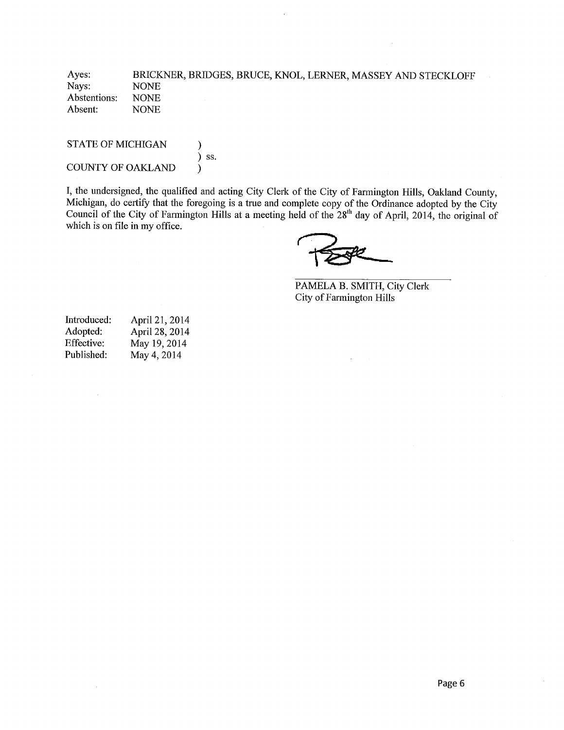| | |
|---|---|
| Ayes: | BRICKNER, BRIDGES, BRUCE, KNOL, LERNER, MASSEY AND STECKLOFF |
| Nays: | NONE |
| Abstentions: | NONE |
| Absent: | NONE |

STATE OF MICHIGAN )
) ss.
COUNTY OF OAKLAND )

I, the undersigned, the qualified and acting City Clerk of the City of Farmington Hills, Oakland County, Michigan, do certify that the foregoing is a true and complete copy of the Ordinance adopted by the City Council of the City of Farmington Hills at a meeting held of the 28th day of April, 2014, the original of which is on file in my office.

PAMELA B. SMITH, City Clerk
City of Farmington Hills

| | |
|---|---|
| Introduced: | April 21, 2014 |
| Adopted: | April 28, 2014 |
| Effective: | May 19, 2014 |
| Published: | May 4, 2014 |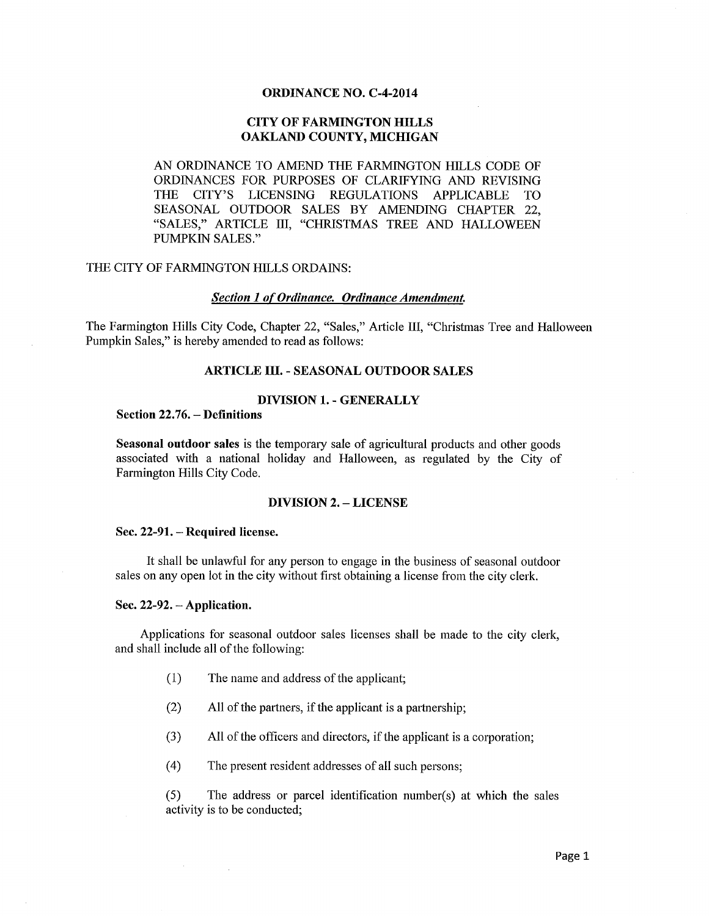**ORDINANCE NO. C-4-2014**

**CITY OF FARMINGTON HILLS**
**OAKLAND COUNTY, MICHIGAN**

AN ORDINANCE TO AMEND THE FARMINGTON HILLS CODE OF ORDINANCES FOR PURPOSES OF CLARIFYING AND REVISING THE CITY'S LICENSING REGULATIONS APPLICABLE TO SEASONAL OUTDOOR SALES BY AMENDING CHAPTER 22, "SALES," ARTICLE III, "CHRISTMAS TREE AND HALLOWEEN PUMPKIN SALES."

THE CITY OF FARMINGTON HILLS ORDAINS:

***Section 1 of Ordinance. Ordinance Amendment.***

The Farmington Hills City Code, Chapter 22, "Sales," Article III, "Christmas Tree and Halloween Pumpkin Sales," is hereby amended to read as follows:

**ARTICLE III. - SEASONAL OUTDOOR SALES**

**DIVISION 1. - GENERALLY**

**Section 22.76. – Definitions**

**Seasonal outdoor sales** is the temporary sale of agricultural products and other goods associated with a national holiday and Halloween, as regulated by the City of Farmington Hills City Code.

**DIVISION 2. – LICENSE**

**Sec. 22-91. – Required license.**

It shall be unlawful for any person to engage in the business of seasonal outdoor sales on any open lot in the city without first obtaining a license from the city clerk.

**Sec. 22-92. – Application.**

Applications for seasonal outdoor sales licenses shall be made to the city clerk, and shall include all of the following:

(1) The name and address of the applicant;

(2) All of the partners, if the applicant is a partnership;

(3) All of the officers and directors, if the applicant is a corporation;

(4) The present resident addresses of all such persons;

(5) The address or parcel identification number(s) at which the sales activity is to be conducted;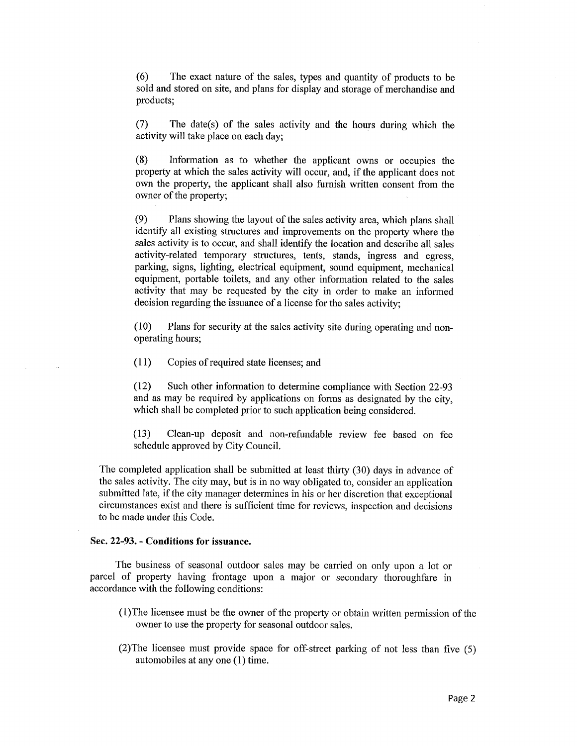(6) The exact nature of the sales, types and quantity of products to be sold and stored on site, and plans for display and storage of merchandise and products;

(7) The date(s) of the sales activity and the hours during which the activity will take place on each day;

(8) Information as to whether the applicant owns or occupies the property at which the sales activity will occur, and, if the applicant does not own the property, the applicant shall also furnish written consent from the owner of the property;

(9) Plans showing the layout of the sales activity area, which plans shall identify all existing structures and improvements on the property where the sales activity is to occur, and shall identify the location and describe all sales activity-related temporary structures, tents, stands, ingress and egress, parking, signs, lighting, electrical equipment, sound equipment, mechanical equipment, portable toilets, and any other information related to the sales activity that may be requested by the city in order to make an informed decision regarding the issuance of a license for the sales activity;

(10) Plans for security at the sales activity site during operating and non-operating hours;

(11) Copies of required state licenses; and

(12) Such other information to determine compliance with Section 22-93 and as may be required by applications on forms as designated by the city, which shall be completed prior to such application being considered.

(13) Clean-up deposit and non-refundable review fee based on fee schedule approved by City Council.

The completed application shall be submitted at least thirty (30) days in advance of the sales activity. The city may, but is in no way obligated to, consider an application submitted late, if the city manager determines in his or her discretion that exceptional circumstances exist and there is sufficient time for reviews, inspection and decisions to be made under this Code.

**Sec. 22-93. - Conditions for issuance.**

The business of seasonal outdoor sales may be carried on only upon a lot or parcel of property having frontage upon a major or secondary thoroughfare in accordance with the following conditions:

(1) The licensee must be the owner of the property or obtain written permission of the owner to use the property for seasonal outdoor sales.

(2) The licensee must provide space for off-street parking of not less than five (5) automobiles at any one (1) time.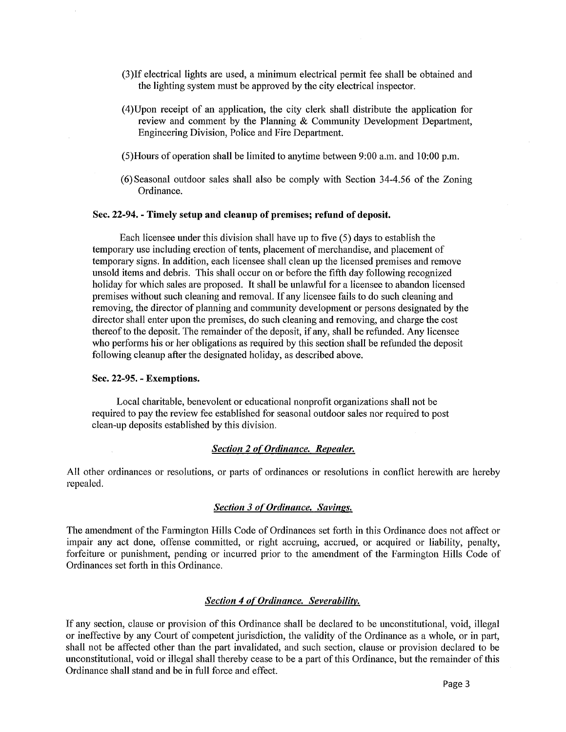(3)If electrical lights are used, a minimum electrical permit fee shall be obtained and the lighting system must be approved by the city electrical inspector.

(4)Upon receipt of an application, the city clerk shall distribute the application for review and comment by the Planning & Community Development Department, Engineering Division, Police and Fire Department.

(5)Hours of operation shall be limited to anytime between 9:00 a.m. and 10:00 p.m.

(6) Seasonal outdoor sales shall also be comply with Section 34-4.56 of the Zoning Ordinance.

**Sec. 22-94. - Timely setup and cleanup of premises; refund of deposit.**

Each licensee under this division shall have up to five (5) days to establish the temporary use including erection of tents, placement of merchandise, and placement of temporary signs. In addition, each licensee shall clean up the licensed premises and remove unsold items and debris. This shall occur on or before the fifth day following recognized holiday for which sales are proposed. It shall be unlawful for a licensee to abandon licensed premises without such cleaning and removal. If any licensee fails to do such cleaning and removing, the director of planning and community development or persons designated by the director shall enter upon the premises, do such cleaning and removing, and charge the cost thereof to the deposit. The remainder of the deposit, if any, shall be refunded. Any licensee who performs his or her obligations as required by this section shall be refunded the deposit following cleanup after the designated holiday, as described above.

**Sec. 22-95. - Exemptions.**

Local charitable, benevolent or educational nonprofit organizations shall not be required to pay the review fee established for seasonal outdoor sales nor required to post clean-up deposits established by this division.

***Section 2 of Ordinance. Repealer.***

All other ordinances or resolutions, or parts of ordinances or resolutions in conflict herewith are hereby repealed.

***Section 3 of Ordinance. Savings.***

The amendment of the Farmington Hills Code of Ordinances set forth in this Ordinance does not affect or impair any act done, offense committed, or right accruing, accrued, or acquired or liability, penalty, forfeiture or punishment, pending or incurred prior to the amendment of the Farmington Hills Code of Ordinances set forth in this Ordinance.

***Section 4 of Ordinance. Severability.***

If any section, clause or provision of this Ordinance shall be declared to be unconstitutional, void, illegal or ineffective by any Court of competent jurisdiction, the validity of the Ordinance as a whole, or in part, shall not be affected other than the part invalidated, and such section, clause or provision declared to be unconstitutional, void or illegal shall thereby cease to be a part of this Ordinance, but the remainder of this Ordinance shall stand and be in full force and effect.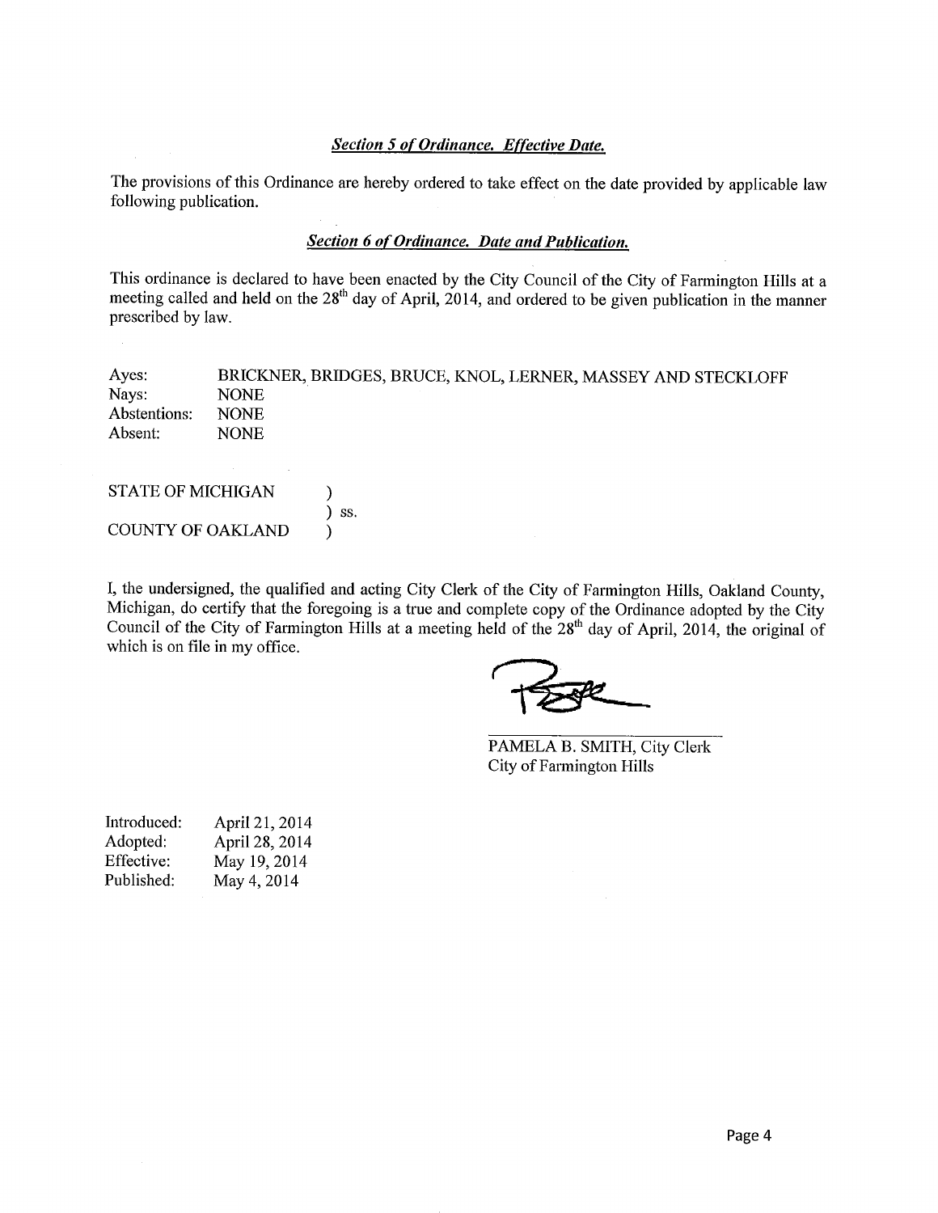***Section 5 of Ordinance. Effective Date.***

The provisions of this Ordinance are hereby ordered to take effect on the date provided by applicable law following publication.

***Section 6 of Ordinance. Date and Publication.***

This ordinance is declared to have been enacted by the City Council of the City of Farmington Hills at a meeting called and held on the 28th day of April, 2014, and ordered to be given publication in the manner prescribed by law.

| | |
|---|---|
| Ayes: | BRICKNER, BRIDGES, BRUCE, KNOL, LERNER, MASSEY AND STECKLOFF |
| Nays: | NONE |
| Abstentions: | NONE |
| Absent: | NONE |

STATE OF MICHIGAN )
) ss.
COUNTY OF OAKLAND )

I, the undersigned, the qualified and acting City Clerk of the City of Farmington Hills, Oakland County, Michigan, do certify that the foregoing is a true and complete copy of the Ordinance adopted by the City Council of the City of Farmington Hills at a meeting held of the 28th day of April, 2014, the original of which is on file in my office.

PAMELA B. SMITH, City Clerk
City of Farmington Hills

| | |
|---|---|
| Introduced: | April 21, 2014 |
| Adopted: | April 28, 2014 |
| Effective: | May 19, 2014 |
| Published: | May 4, 2014 |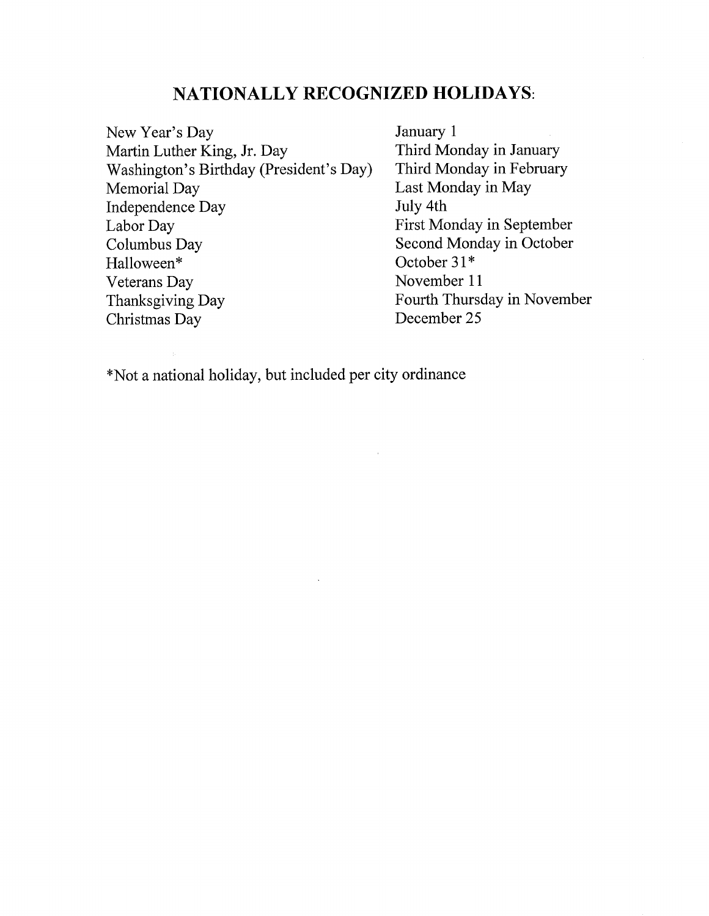## NATIONALLY RECOGNIZED HOLIDAYS:

| | |
|---|---|
| New Year's Day | January 1 |
| Martin Luther King, Jr. Day | Third Monday in January |
| Washington's Birthday (President's Day) | Third Monday in February |
| Memorial Day | Last Monday in May |
| Independence Day | July 4th |
| Labor Day | First Monday in September |
| Columbus Day | Second Monday in October |
| Halloween* | October 31* |
| Veterans Day | November 11 |
| Thanksgiving Day | Fourth Thursday in November |
| Christmas Day | December 25 |

*Not a national holiday, but included per city ordinance